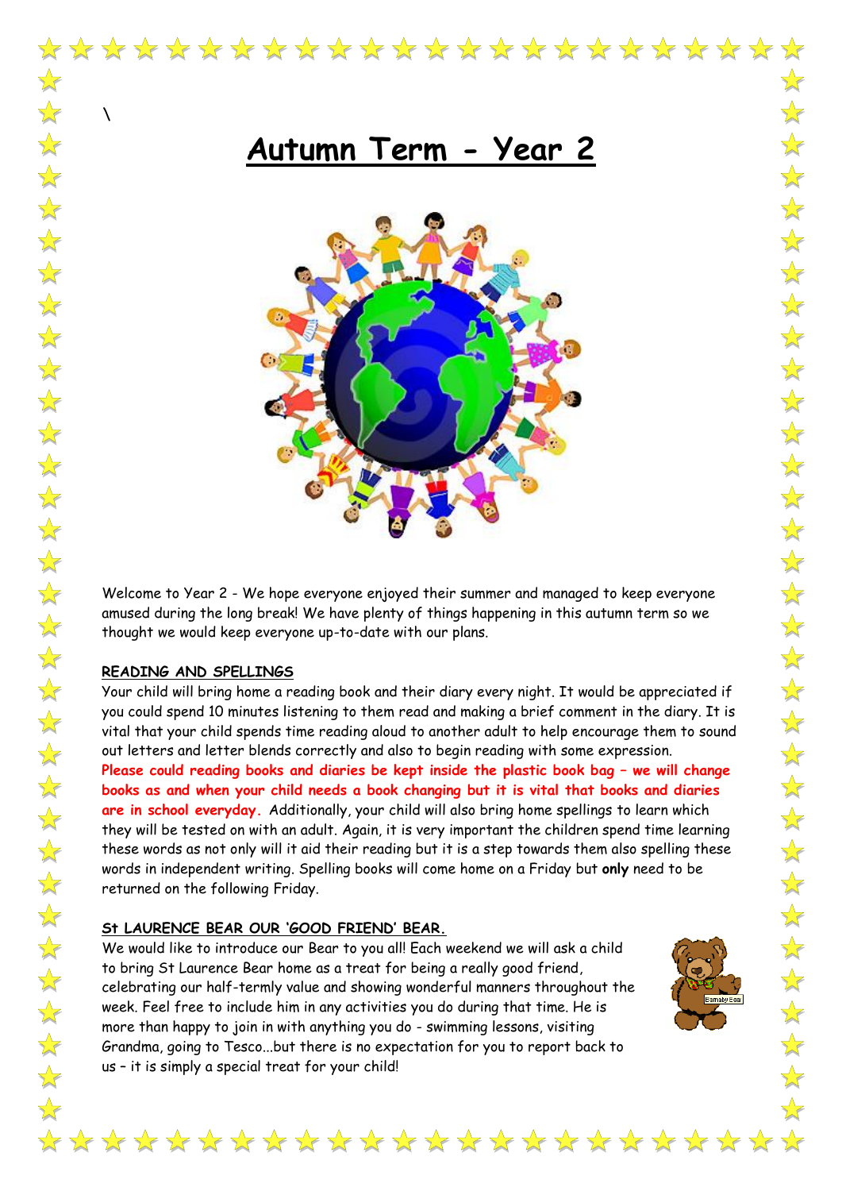\

# Autumn Term - Year 2

Welcome to Year 2 - We hope everyone enjoyed their summer and managed to keep everyone amused during the long break! We have plenty of things happening in this autumn term so we thought we would keep everyone up-to-date with our plans.

## READING AND SPELLINGS

Your child will bring home a reading book and their diary every night. It would be appreciated if you could spend 10 minutes listening to them read and making a brief comment in the diary. It is vital that your child spends time reading aloud to another adult to help encourage them to sound out letters and letter blends correctly and also to begin reading with some expression. **Please could reading books and diaries be kept inside the plastic book bag – we will change books as and when your child needs a book changing but it is vital that books and diaries are in school everyday.** Additionally, your child will also bring home spellings to learn which they will be tested on with an adult. Again, it is very important the children spend time learning these words as not only will it aid their reading but it is a step towards them also spelling these words in independent writing. Spelling books will come home on a Friday but **only** need to be returned on the following Friday.

## St LAURENCE BEAR OUR 'GOOD FRIEND' BEAR.

We would like to introduce our Bear to you all! Each weekend we will ask a child to bring St Laurence Bear home as a treat for being a really good friend, celebrating our half-termly value and showing wonderful manners throughout the week. Feel free to include him in any activities you do during that time. He is more than happy to join in with anything you do - swimming lessons, visiting Grandma, going to Tesco...but there is no expectation for you to report back to us – it is simply a special treat for your child!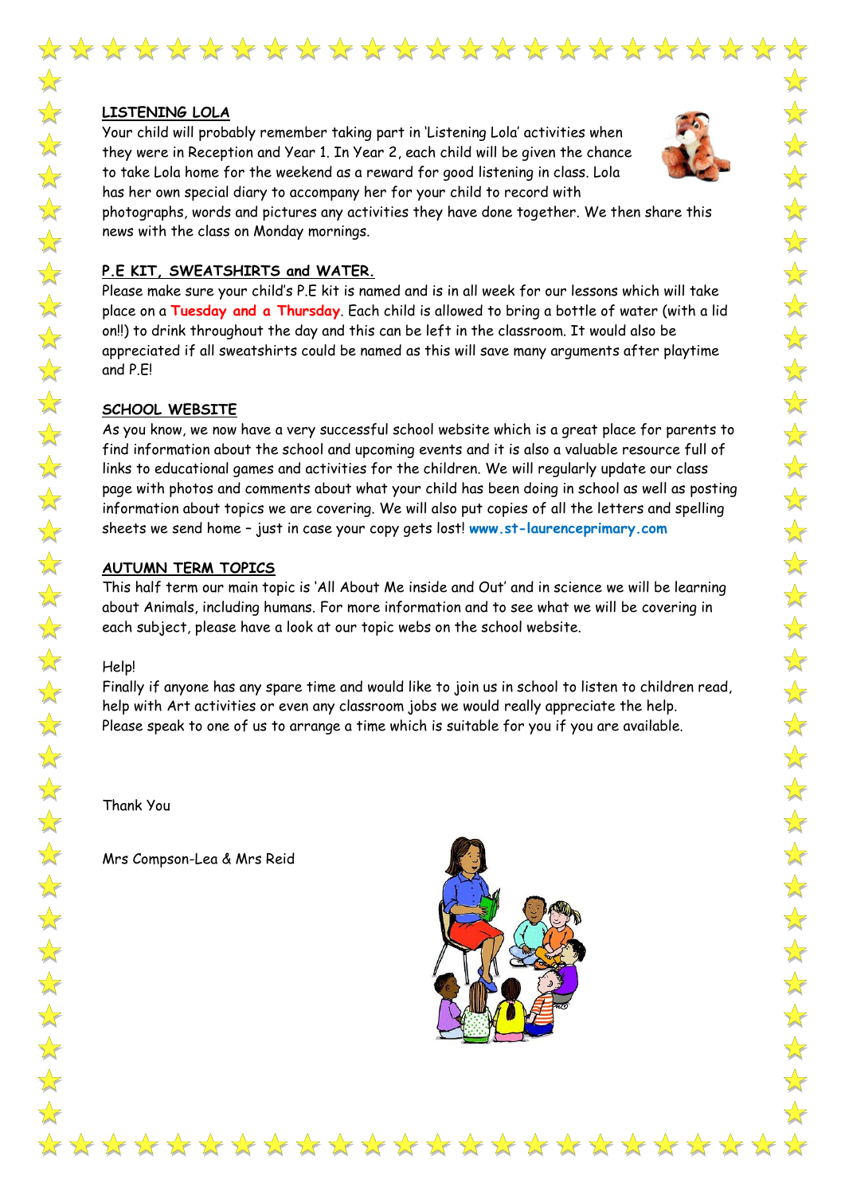## LISTENING LOLA

Your child will probably remember taking part in 'Listening Lola' activities when they were in Reception and Year 1. In Year 2, each child will be given the chance to take Lola home for the weekend as a reward for good listening in class. Lola has her own special diary to accompany her for your child to record with photographs, words and pictures any activities they have done together. We then share this news with the class on Monday mornings.

## P.E KIT, SWEATSHIRTS and WATER.

Please make sure your child's P.E kit is named and is in all week for our lessons which will take place on a **Tuesday and a Thursday**. Each child is allowed to bring a bottle of water (with a lid on!!) to drink throughout the day and this can be left in the classroom. It would also be appreciated if all sweatshirts could be named as this will save many arguments after playtime and P.E!

## SCHOOL WEBSITE

As you know, we now have a very successful school website which is a great place for parents to find information about the school and upcoming events and it is also a valuable resource full of links to educational games and activities for the children. We will regularly update our class page with photos and comments about what your child has been doing in school as well as posting information about topics we are covering. We will also put copies of all the letters and spelling sheets we send home – just in case your copy gets lost! **www.st-laurenceprimary.com**

## AUTUMN TERM TOPICS

This half term our main topic is 'All About Me inside and Out' and in science we will be learning about Animals, including humans. For more information and to see what we will be covering in each subject, please have a look at our topic webs on the school website.

Help!

Finally if anyone has any spare time and would like to join us in school to listen to children read, help with Art activities or even any classroom jobs we would really appreciate the help. Please speak to one of us to arrange a time which is suitable for you if you are available.

Thank You

Mrs Compson-Lea & Mrs Reid